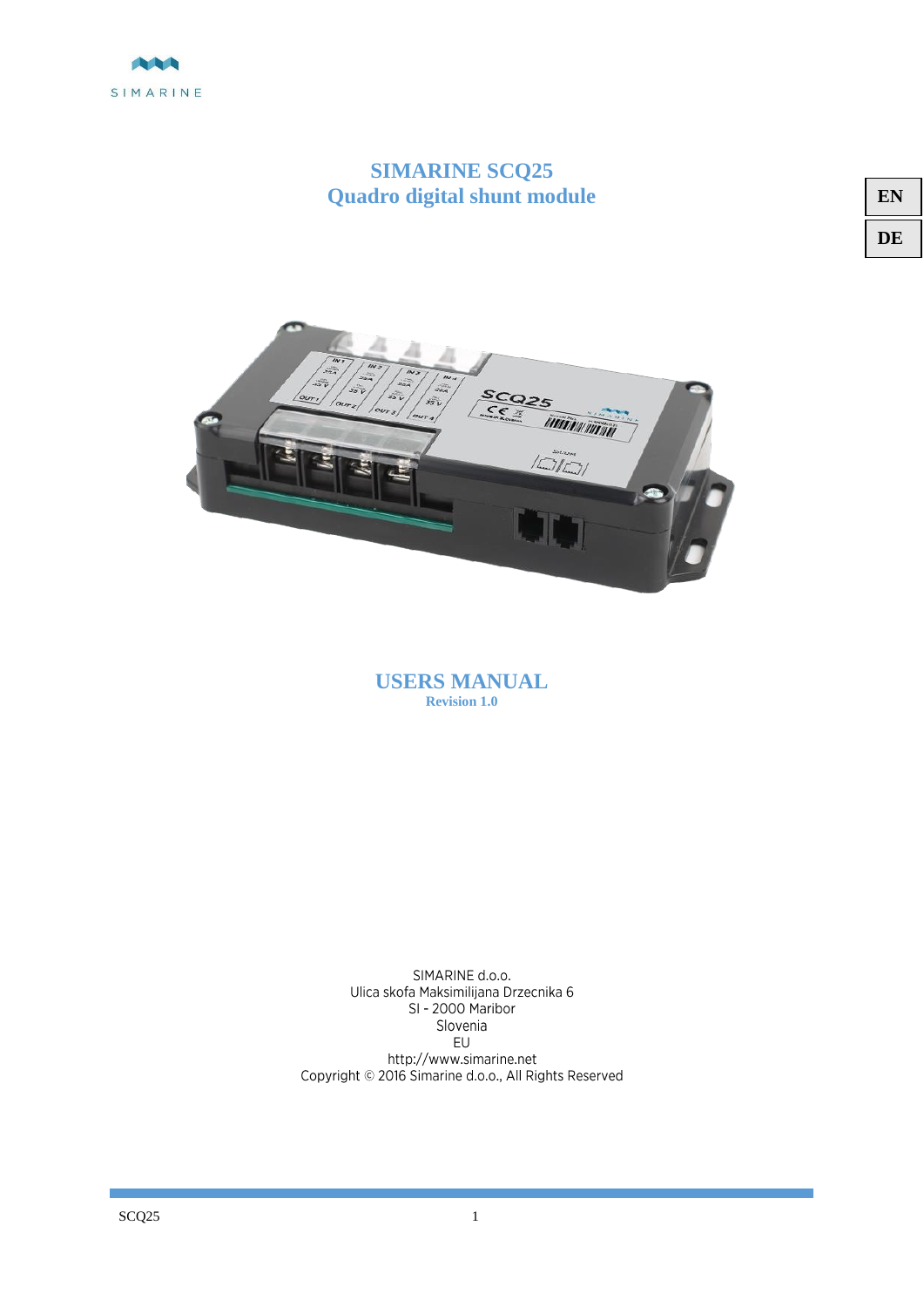SIMARINE

# SIMARINE SCQ25
# Quadro digital shunt module

EN

DE

## USERS MANUAL

**Revision 1.0**

SIMARINE d.o.o.
Ulica skofa Maksimilijana Drzecnika 6
SI - 2000 Maribor
Slovenia
EU
http://www.simarine.net
Copyright © 2016 Simarine d.o.o., All Rights Reserved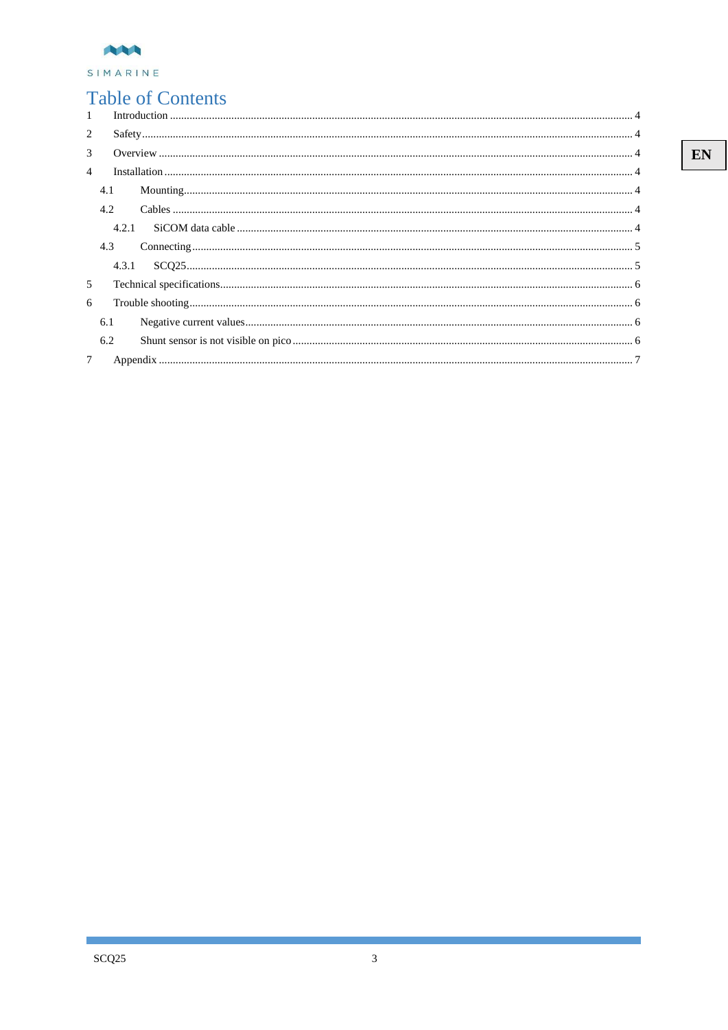# Table of Contents

1 Introduction ..... 4

2 Safety ..... 4

3 Overview ..... 4

4 Installation ..... 4

- 4.1 Mounting ..... 4
- 4.2 Cables ..... 4
  - 4.2.1 SiCOM data cable ..... 4
- 4.3 Connecting ..... 5
  - 4.3.1 SCQ25 ..... 5

5 Technical specifications ..... 6

6 Trouble shooting ..... 6

- 6.1 Negative current values ..... 6
- 6.2 Shunt sensor is not visible on pico ..... 6

7 Appendix ..... 7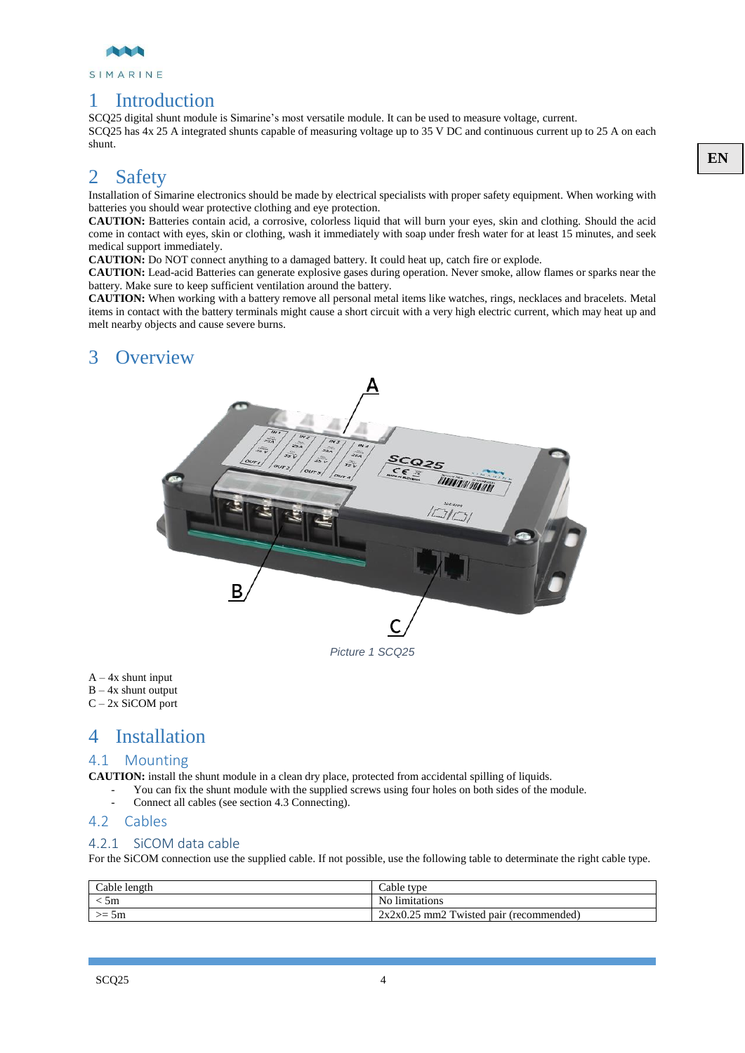# 1 Introduction

SCQ25 digital shunt module is Simarine's most versatile module. It can be used to measure voltage, current.
SCQ25 has 4x 25 A integrated shunts capable of measuring voltage up to 35 V DC and continuous current up to 25 A on each shunt.

# 2 Safety

Installation of Simarine electronics should be made by electrical specialists with proper safety equipment. When working with batteries you should wear protective clothing and eye protection.

**CAUTION:** Batteries contain acid, a corrosive, colorless liquid that will burn your eyes, skin and clothing. Should the acid come in contact with eyes, skin or clothing, wash it immediately with soap under fresh water for at least 15 minutes, and seek medical support immediately.

**CAUTION:** Do NOT connect anything to a damaged battery. It could heat up, catch fire or explode.

**CAUTION:** Lead-acid Batteries can generate explosive gases during operation. Never smoke, allow flames or sparks near the battery. Make sure to keep sufficient ventilation around the battery.

**CAUTION:** When working with a battery remove all personal metal items like watches, rings, necklaces and bracelets. Metal items in contact with the battery terminals might cause a short circuit with a very high electric current, which may heat up and melt nearby objects and cause severe burns.

# 3 Overview

*Picture 1 SCQ25*

A – 4x shunt input
B – 4x shunt output
C – 2x SiCOM port

# 4 Installation

## 4.1 Mounting

**CAUTION:** install the shunt module in a clean dry place, protected from accidental spilling of liquids.

- You can fix the shunt module with the supplied screws using four holes on both sides of the module.
- Connect all cables (see section 4.3 Connecting).

## 4.2 Cables

### 4.2.1 SiCOM data cable

For the SiCOM connection use the supplied cable. If not possible, use the following table to determinate the right cable type.

| Cable length | Cable type |
|---|---|
| < 5m | No limitations |
| >= 5m | 2x2x0.25 mm2 Twisted pair (recommended) |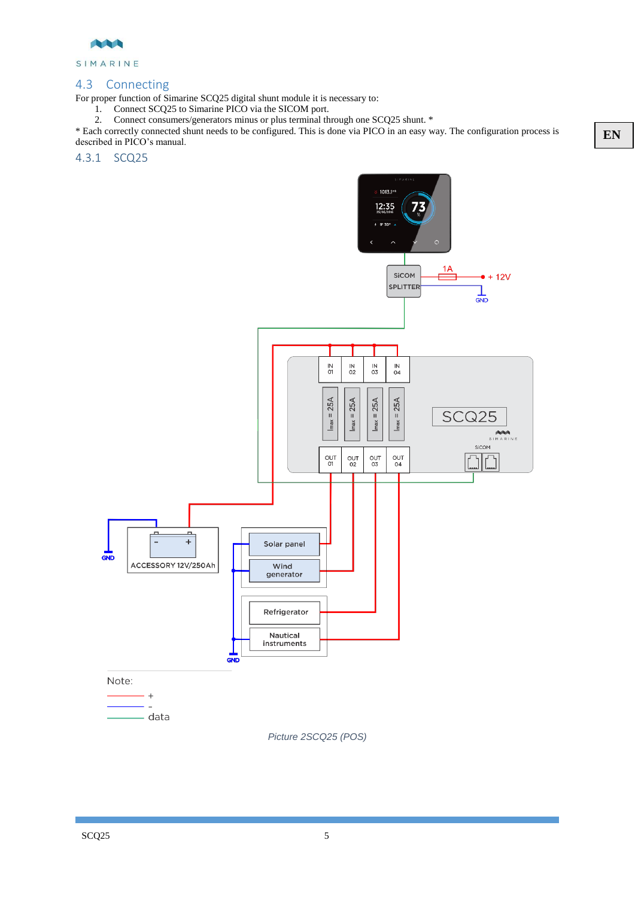## 4.3 Connecting

For proper function of Simarine SCQ25 digital shunt module it is necessary to:

1. Connect SCQ25 to Simarine PICO via the SICOM port.
2. Connect consumers/generators minus or plus terminal through one SCQ25 shunt. *

* Each correctly connected shunt needs to be configured. This is done via PICO in an easy way. The configuration process is described in PICO's manual.

### 4.3.1 SCQ25

*Picture 2SCQ25 (POS)*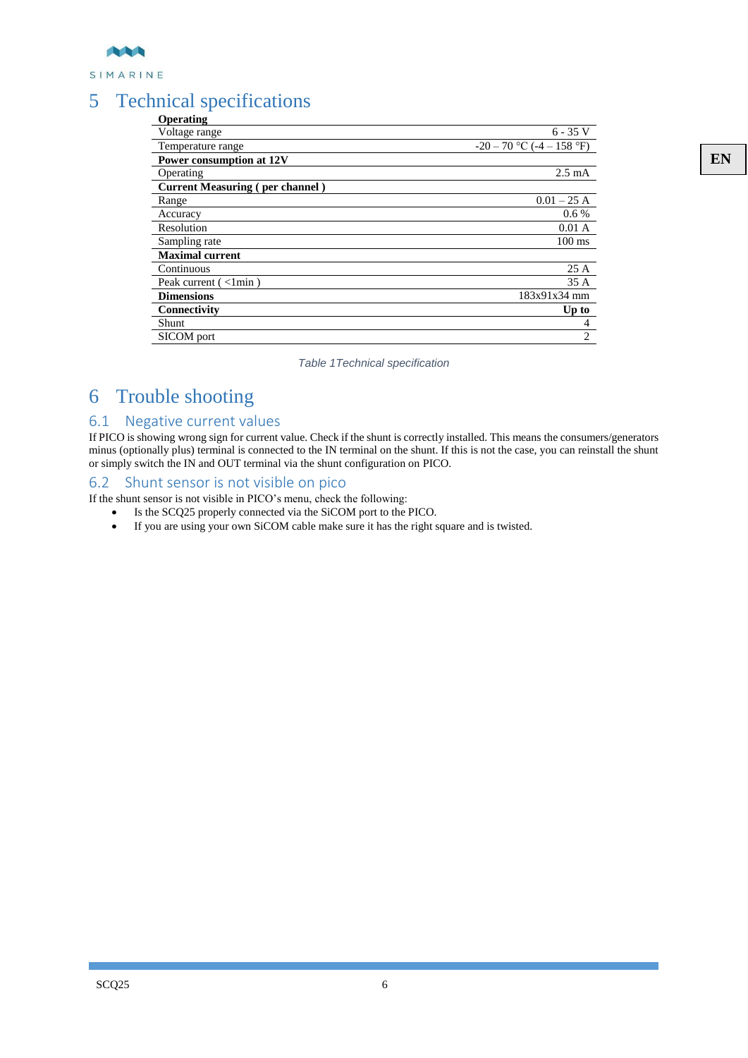# 5 Technical specifications

| **Operating** | |
|---|---|
| Voltage range | 6 - 35 V |
| Temperature range | -20 – 70 °C (-4 – 158 °F) |
| **Power consumption at 12V** | |
| Operating | 2.5 mA |
| **Current Measuring ( per channel )** | |
| Range | 0.01 – 25 A |
| Accuracy | 0.6 % |
| Resolution | 0.01 A |
| Sampling rate | 100 ms |
| **Maximal current** | |
| Continuous | 25 A |
| Peak current ( <1min ) | 35 A |
| **Dimensions** | 183x91x34 mm |
| **Connectivity** | **Up to** |
| Shunt | 4 |
| SICOM port | 2 |

*Table 1Technical specification*

# 6 Trouble shooting

## 6.1 Negative current values

If PICO is showing wrong sign for current value. Check if the shunt is correctly installed. This means the consumers/generators minus (optionally plus) terminal is connected to the IN terminal on the shunt. If this is not the case, you can reinstall the shunt or simply switch the IN and OUT terminal via the shunt configuration on PICO.

## 6.2 Shunt sensor is not visible on pico

If the shunt sensor is not visible in PICO's menu, check the following:

- Is the SCQ25 properly connected via the SiCOM port to the PICO.
- If you are using your own SiCOM cable make sure it has the right square and is twisted.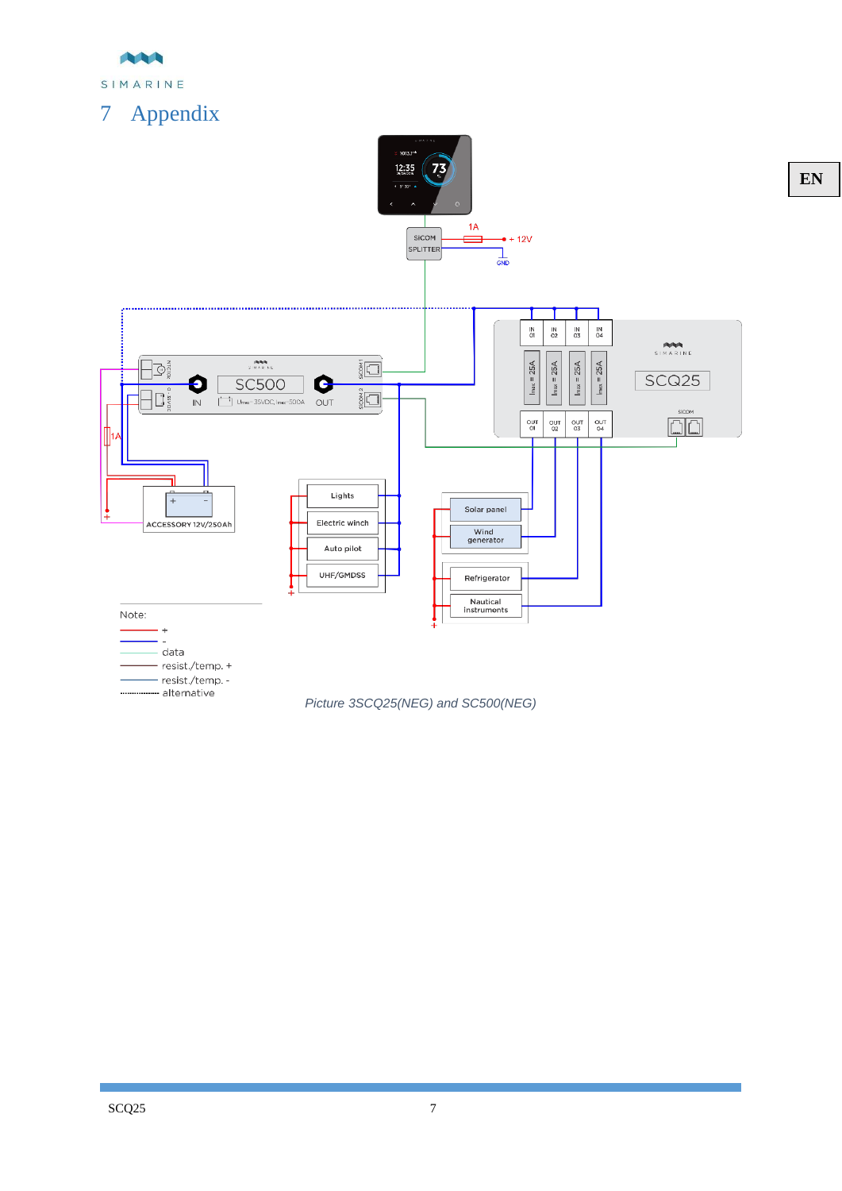# 7 Appendix

Note:

- +
- -
- data
- resist./temp. +
- resist./temp. -
- alternative

*Picture 3SCQ25(NEG) and SC500(NEG)*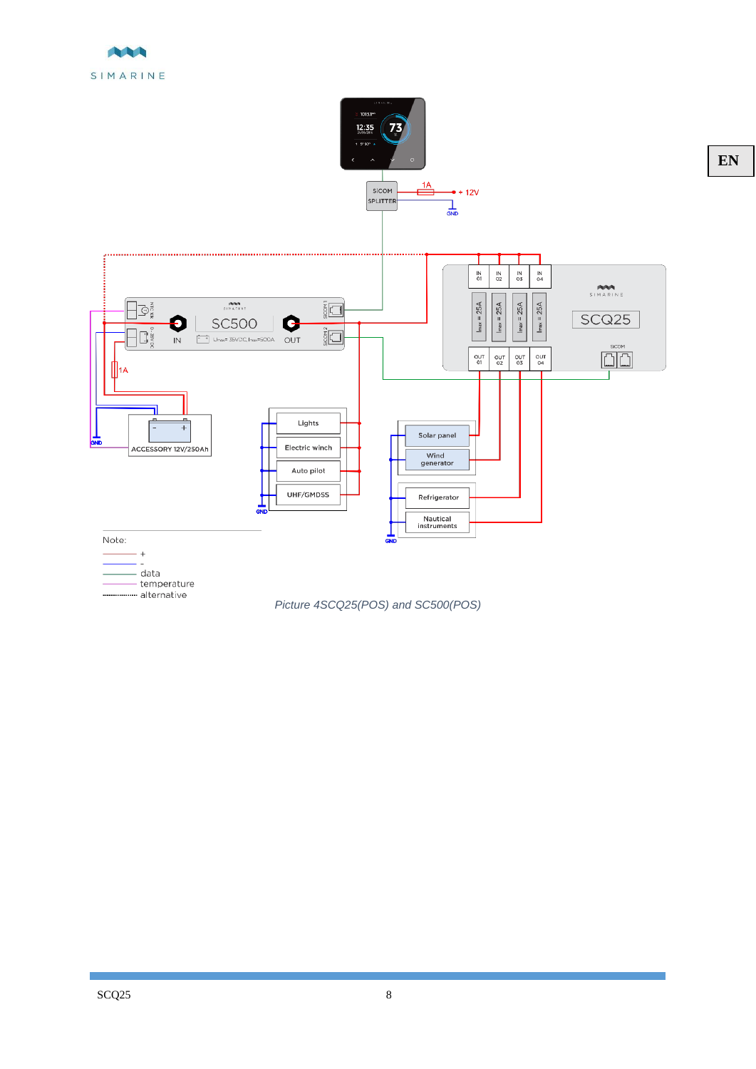Note:

- +
- -
- data
- temperature
- alternative

*Picture 4SCQ25(POS) and SC500(POS)*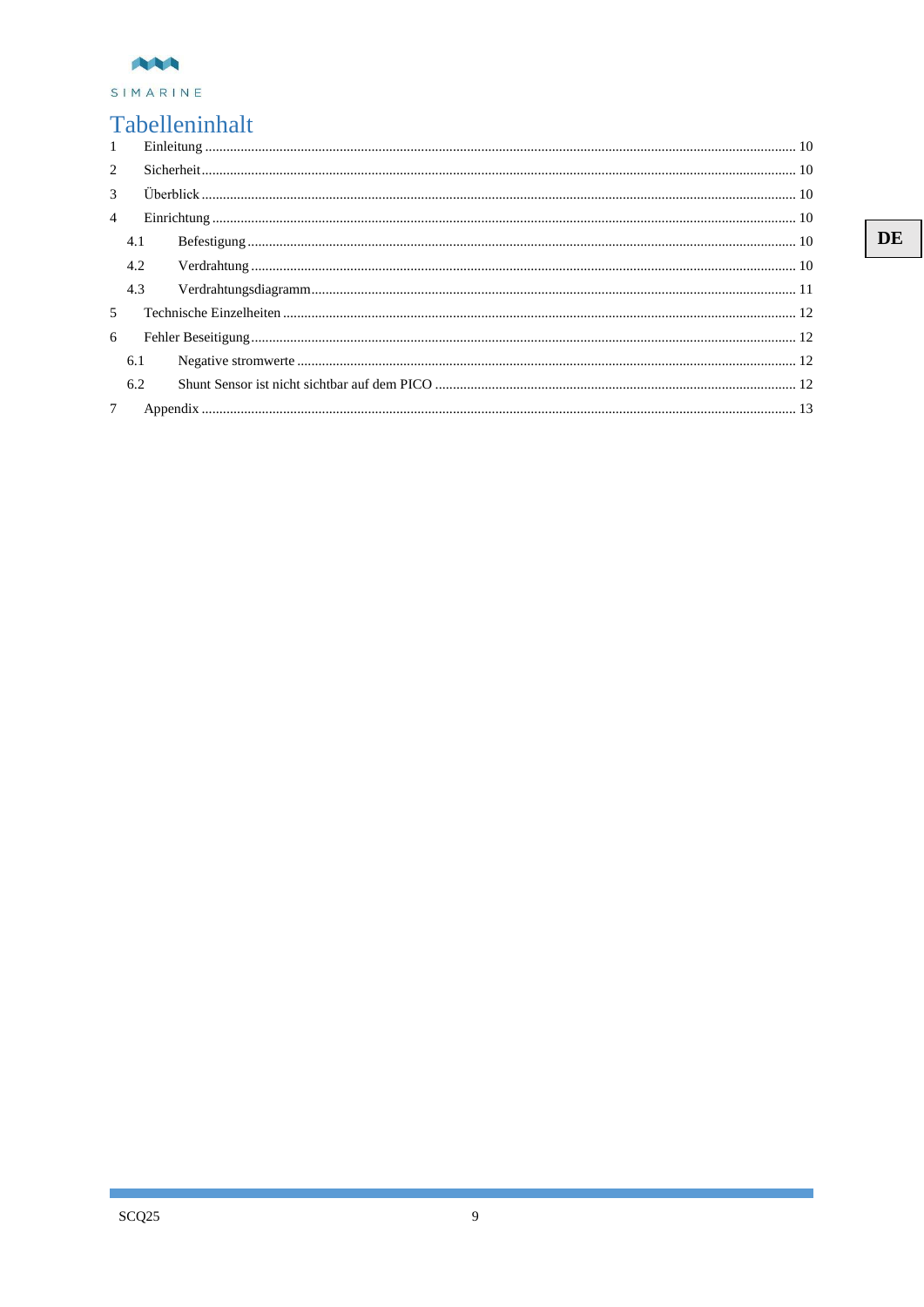SIMARINE

# Tabelleninhalt

1 Einleitung ..... 10

2 Sicherheit ..... 10

3 Überblick ..... 10

4 Einrichtung ..... 10

- 4.1 Befestigung ..... 10
- 4.2 Verdrahtung ..... 10
- 4.3 Verdrahtungsdiagramm ..... 11

5 Technische Einzelheiten ..... 12

6 Fehler Beseitigung ..... 12

- 6.1 Negative stromwerte ..... 12
- 6.2 Shunt Sensor ist nicht sichtbar auf dem PICO ..... 12

7 Appendix ..... 13

DE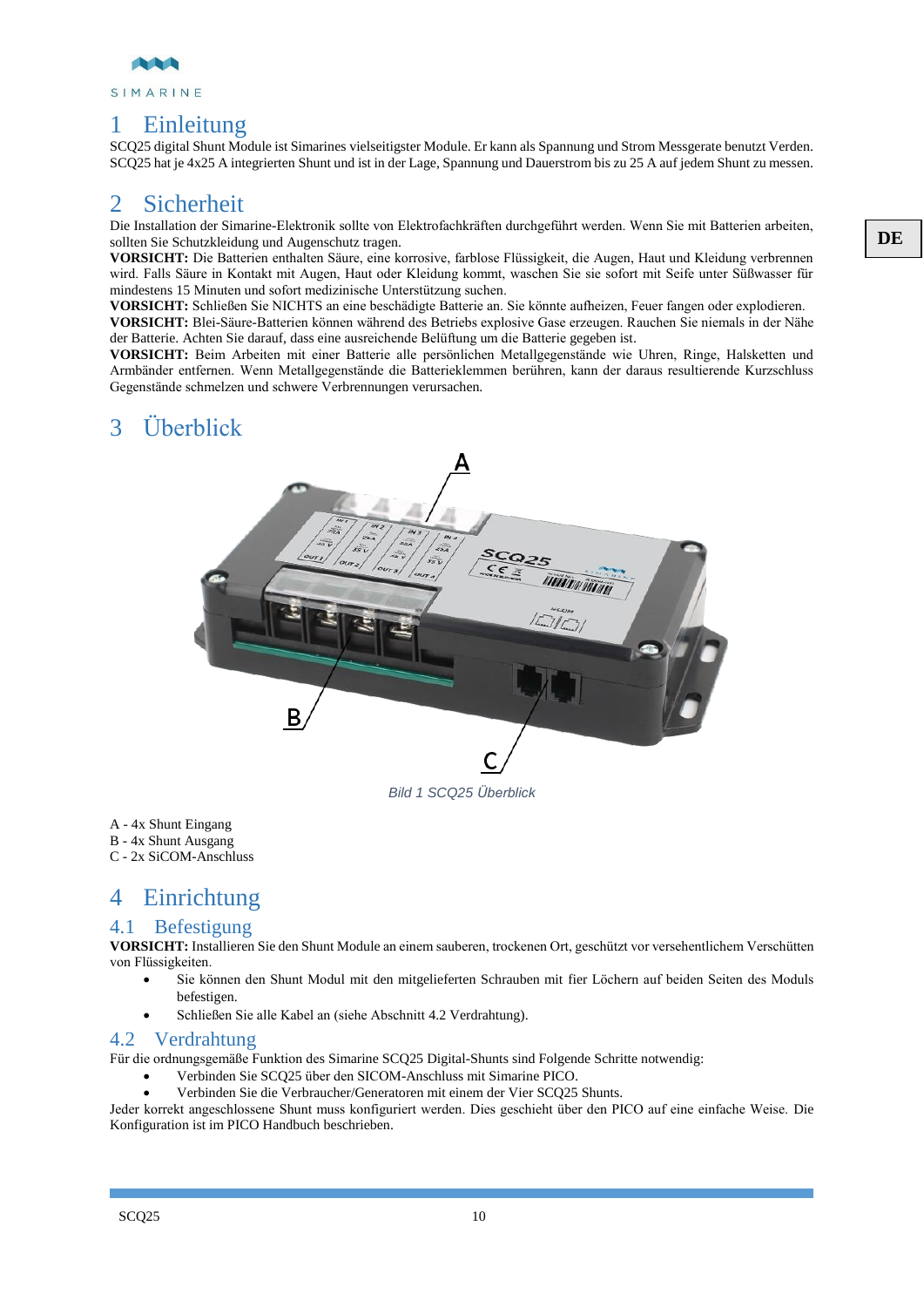# 1 Einleitung

SCQ25 digital Shunt Module ist Simarines vielseitigster Module. Er kann als Spannung und Strom Messgerate benutzt Verden. SCQ25 hat je 4x25 A integrierten Shunt und ist in der Lage, Spannung und Dauerstrom bis zu 25 A auf jedem Shunt zu messen.

# 2 Sicherheit

Die Installation der Simarine-Elektronik sollte von Elektrofachkräften durchgeführt werden. Wenn Sie mit Batterien arbeiten, sollten Sie Schutzkleidung und Augenschutz tragen.

**VORSICHT:** Die Batterien enthalten Säure, eine korrosive, farblose Flüssigkeit, die Augen, Haut und Kleidung verbrennen wird. Falls Säure in Kontakt mit Augen, Haut oder Kleidung kommt, waschen Sie sie sofort mit Seife unter Süßwasser für mindestens 15 Minuten und sofort medizinische Unterstützung suchen.

**VORSICHT:** Schließen Sie NICHTS an eine beschädigte Batterie an. Sie könnte aufheizen, Feuer fangen oder explodieren.

**VORSICHT:** Blei-Säure-Batterien können während des Betriebs explosive Gase erzeugen. Rauchen Sie niemals in der Nähe der Batterie. Achten Sie darauf, dass eine ausreichende Belüftung um die Batterie gegeben ist.

**VORSICHT:** Beim Arbeiten mit einer Batterie alle persönlichen Metallgegenstände wie Uhren, Ringe, Halsketten und Armbänder entfernen. Wenn Metallgegenstände die Batterieklemmen berühren, kann der daraus resultierende Kurzschluss Gegenstände schmelzen und schwere Verbrennungen verursachen.

# 3 Überblick

*Bild 1 SCQ25 Überblick*

A - 4x Shunt Eingang
B - 4x Shunt Ausgang
C - 2x SiCOM-Anschluss

# 4 Einrichtung

## 4.1 Befestigung

**VORSICHT:** Installieren Sie den Shunt Module an einem sauberen, trockenen Ort, geschützt vor versehentlichem Verschütten von Flüssigkeiten.

- Sie können den Shunt Modul mit den mitgelieferten Schrauben mit fier Löchern auf beiden Seiten des Moduls befestigen.
- Schließen Sie alle Kabel an (siehe Abschnitt 4.2 Verdrahtung).

## 4.2 Verdrahtung

Für die ordnungsgemäße Funktion des Simarine SCQ25 Digital-Shunts sind Folgende Schritte notwendig:

- Verbinden Sie SCQ25 über den SICOM-Anschluss mit Simarine PICO.
- Verbinden Sie die Verbraucher/Generatoren mit einem der Vier SCQ25 Shunts.

Jeder korrekt angeschlossene Shunt muss konfiguriert werden. Dies geschieht über den PICO auf eine einfache Weise. Die Konfiguration ist im PICO Handbuch beschrieben.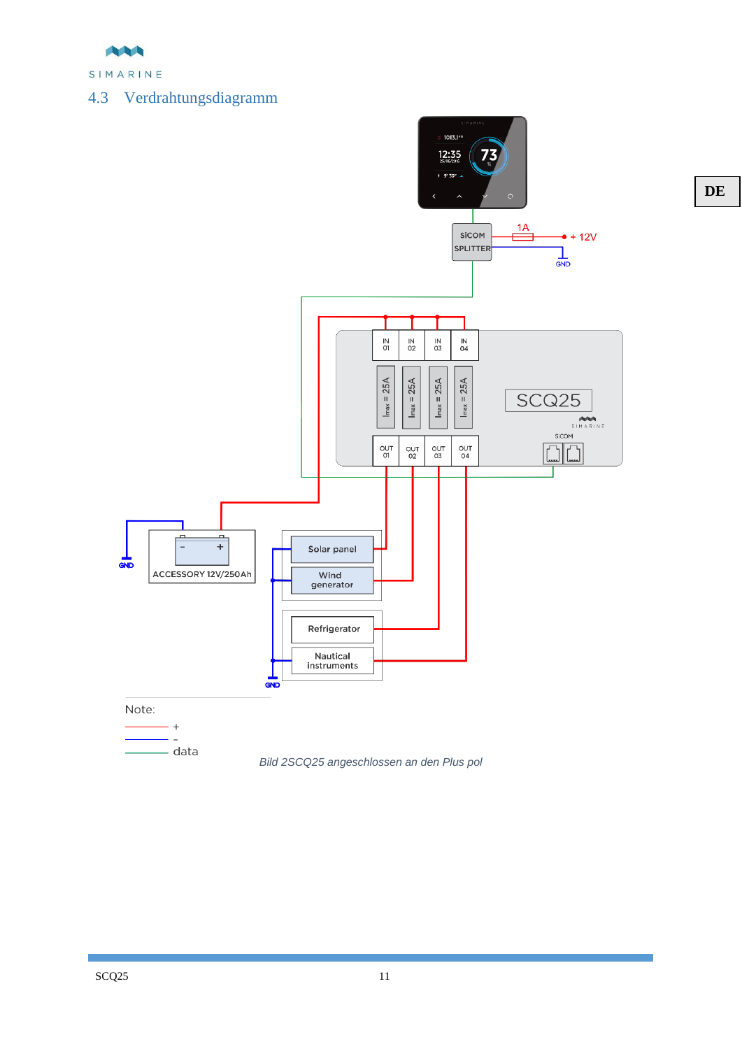## 4.3 Verdrahtungsdiagramm

Note:

+

-

data

*Bild 2SCQ25 angeschlossen an den Plus pol*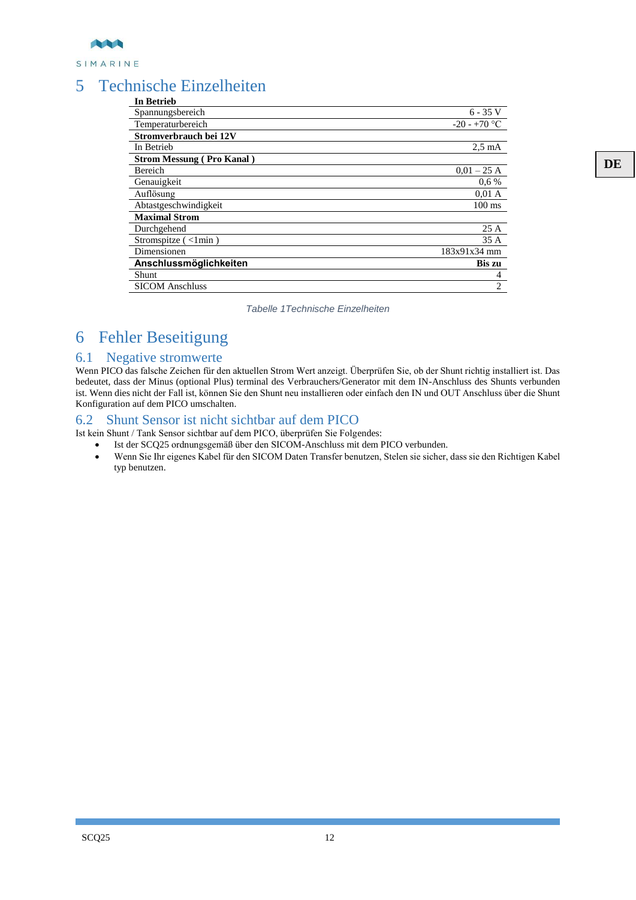# 5 Technische Einzelheiten

| **In Betrieb** | |
|---|---|
| Spannungsbereich | 6 - 35 V |
| Temperaturbereich | -20 - +70 °C |
| **Stromverbrauch bei 12V** | |
| In Betrieb | 2,5 mA |
| **Strom Messung ( Pro Kanal )** | |
| Bereich | 0,01 – 25 A |
| Genauigkeit | 0,6 % |
| Auflösung | 0,01 A |
| Abtastgeschwindigkeit | 100 ms |
| **Maximal Strom** | |
| Durchgehend | 25 A |
| Stromspitze ( <1min ) | 35 A |
| Dimensionen | 183x91x34 mm |
| **Anschlussmöglichkeiten** | **Bis zu** |
| Shunt | 4 |
| SICOM Anschluss | 2 |

*Tabelle 1Technische Einzelheiten*

# 6 Fehler Beseitigung

## 6.1 Negative stromwerte

Wenn PICO das falsche Zeichen für den aktuellen Strom Wert anzeigt. Überprüfen Sie, ob der Shunt richtig installiert ist. Das bedeutet, dass der Minus (optional Plus) terminal des Verbrauchers/Generator mit dem IN-Anschluss des Shunts verbunden ist. Wenn dies nicht der Fall ist, können Sie den Shunt neu installieren oder einfach den IN und OUT Anschluss über die Shunt Konfiguration auf dem PICO umschalten.

## 6.2 Shunt Sensor ist nicht sichtbar auf dem PICO

Ist kein Shunt / Tank Sensor sichtbar auf dem PICO, überprüfen Sie Folgendes:

- Ist der SCQ25 ordnungsgemäß über den SICOM-Anschluss mit dem PICO verbunden.
- Wenn Sie Ihr eigenes Kabel für den SICOM Daten Transfer benutzen, Stelen sie sicher, dass sie den Richtigen Kabel typ benutzen.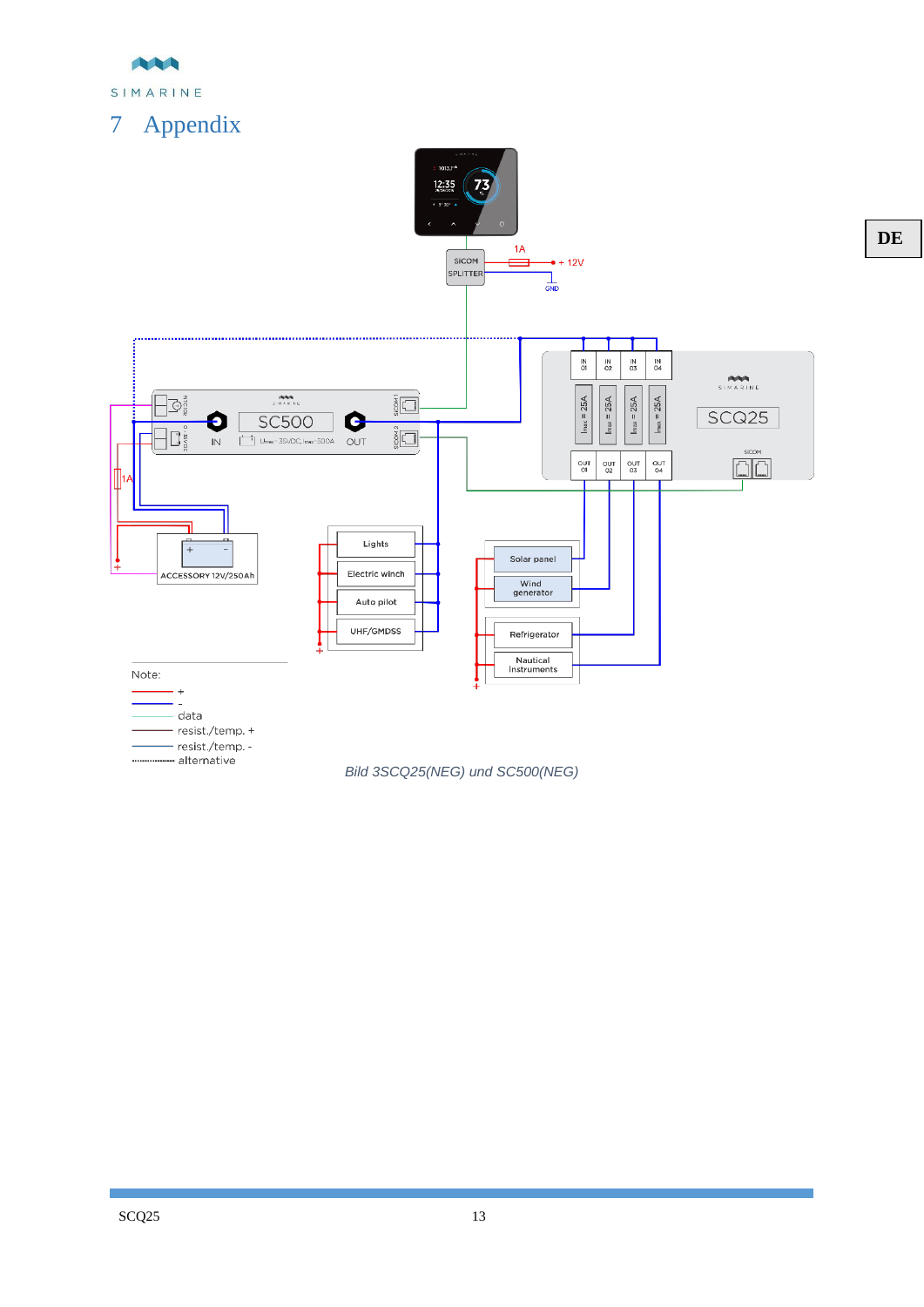# 7 Appendix

Note:

+

-

data

resist./temp. +

resist./temp. -

alternative

*Bild 3SCQ25(NEG) und SC500(NEG)*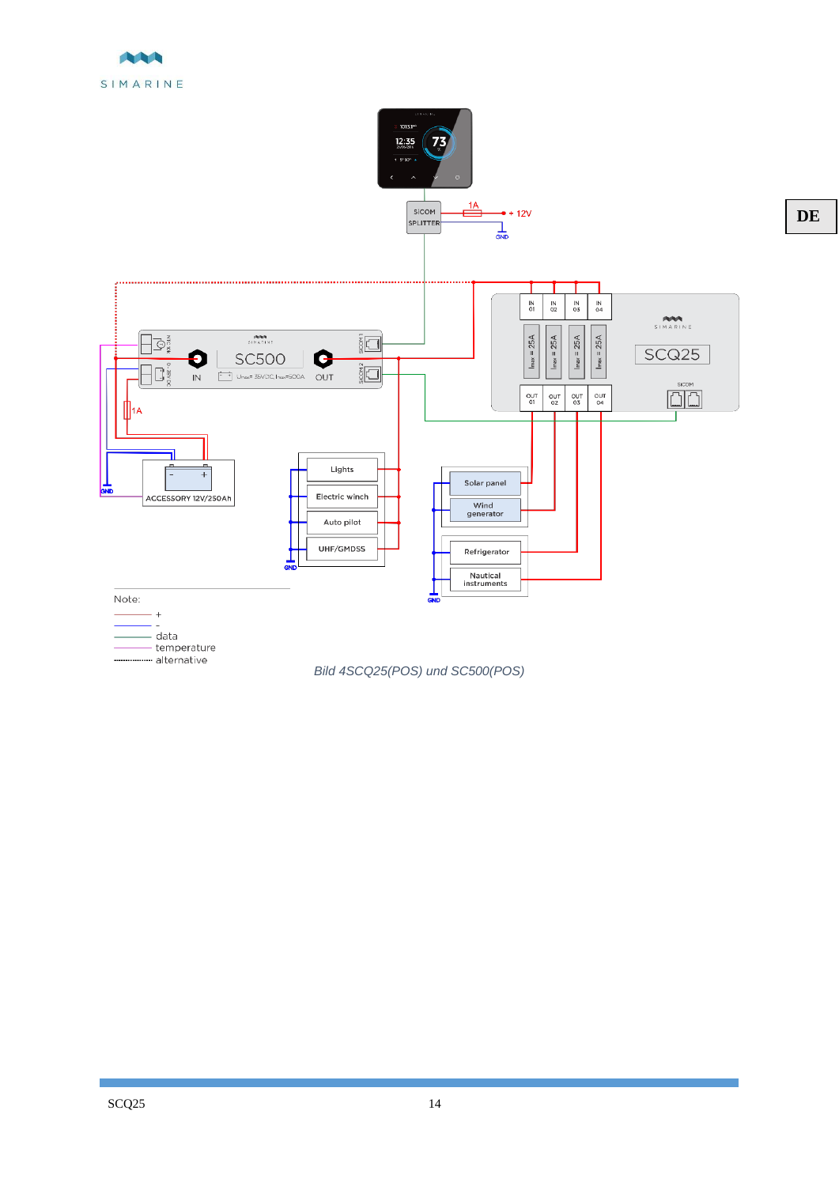SIMARINE

DE

SICOM SPLITTER

1A

+ 12V

GND

IN 01

IN 02

IN 03

IN 04

Imax = 25A

Imax = 25A

Imax = 25A

Imax = 25A

SIMARINE

SCQ25

SICOM

OUT 01

OUT 02

OUT 03

OUT 04

SIMARINE

SC500

IN

OUT

Umax= 35VDC, Imax=500A

SICOM 1

SICOM 2

1A

GND

ACCESSORY 12V/250Ah

Lights

Electric winch

Auto pilot

UHF/GMDSS

GND

Solar panel

Wind generator

Refrigerator

Nautical instruments

GND

Note:

+

-

data

temperature

alternative

*Bild 4SCQ25(POS) und SC500(POS)*